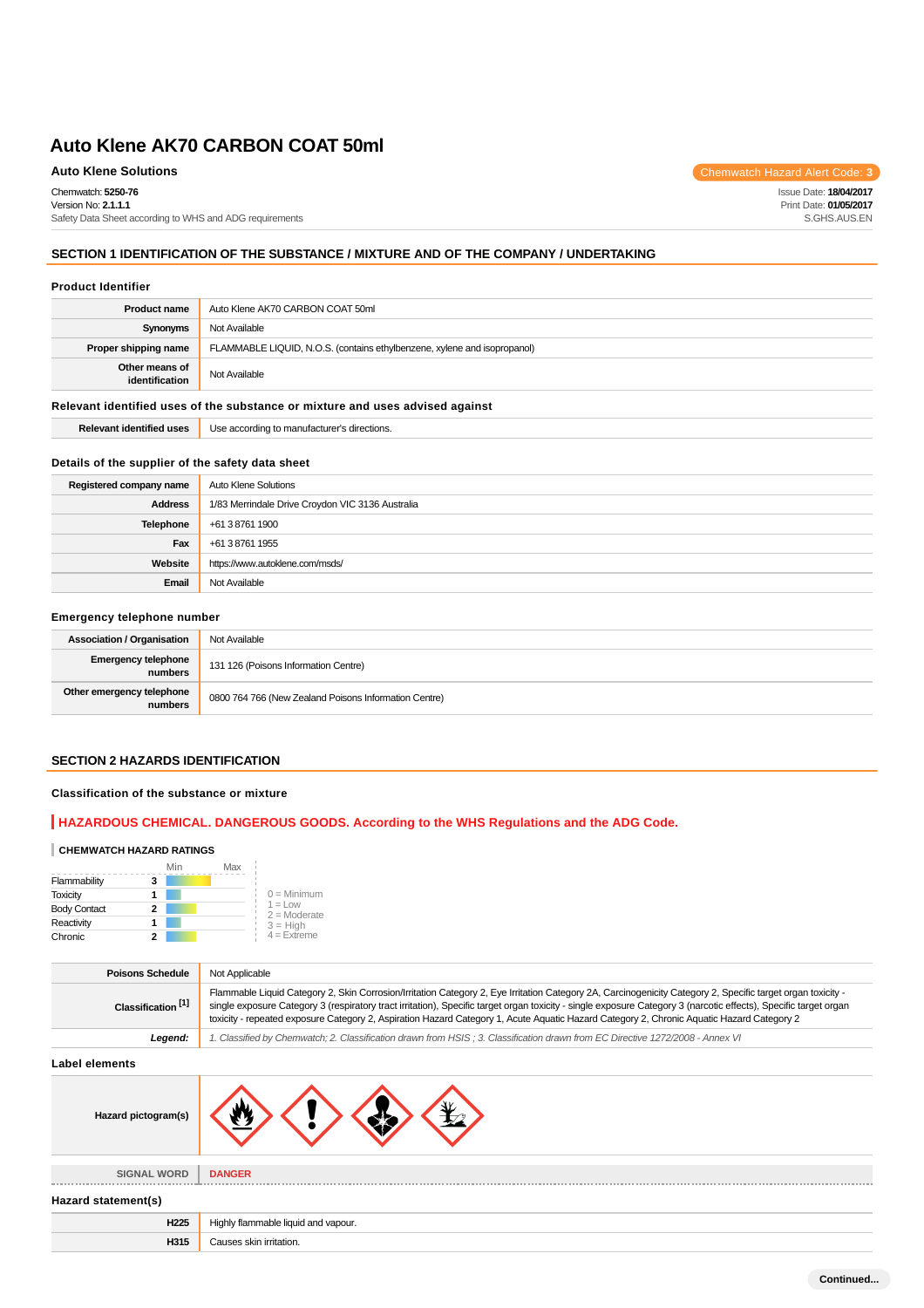# Auto Klene AK70 CARBON COAT 50ml

**Auto Klene Solutions**

Chemwatch Hazard Alert Code: **3**

Chemwatch: **5250-76**
Version No: **2.1.1.1**
Safety Data Sheet according to WHS and ADG requirements

Issue Date: **18/04/2017**
Print Date: **01/05/2017**
S.GHS.AUS.EN

## SECTION 1 IDENTIFICATION OF THE SUBSTANCE / MIXTURE AND OF THE COMPANY / UNDERTAKING

### Product Identifier

| | |
|---|---|
| **Product name** | Auto Klene AK70 CARBON COAT 50ml |
| **Synonyms** | Not Available |
| **Proper shipping name** | FLAMMABLE LIQUID, N.O.S. (contains ethylbenzene, xylene and isopropanol) |
| **Other means of identification** | Not Available |

### Relevant identified uses of the substance or mixture and uses advised against

| | |
|---|---|
| **Relevant identified uses** | Use according to manufacturer's directions. |

### Details of the supplier of the safety data sheet

| | |
|---|---|
| **Registered company name** | Auto Klene Solutions |
| **Address** | 1/83 Merrindale Drive Croydon VIC 3136 Australia |
| **Telephone** | +61 3 8761 1900 |
| **Fax** | +61 3 8761 1955 |
| **Website** | https://www.autoklene.com/msds/ |
| **Email** | Not Available |

### Emergency telephone number

| | |
|---|---|
| **Association / Organisation** | Not Available |
| **Emergency telephone numbers** | 131 126 (Poisons Information Centre) |
| **Other emergency telephone numbers** | 0800 764 766 (New Zealand Poisons Information Centre) |

## SECTION 2 HAZARDS IDENTIFICATION

### Classification of the substance or mixture

**HAZARDOUS CHEMICAL. DANGEROUS GOODS. According to the WHS Regulations and the ADG Code.**

#### CHEMWATCH HAZARD RATINGS

| | Rating |
|---|---|
| Flammability | 3 |
| Toxicity | 1 |
| Body Contact | 2 |
| Reactivity | 1 |
| Chronic | 2 |

0 = Minimum
1 = Low
2 = Moderate
3 = High
4 = Extreme

| | |
|---|---|
| **Poisons Schedule** | Not Applicable |
| **Classification** [1] | Flammable Liquid Category 2, Skin Corrosion/Irritation Category 2, Eye Irritation Category 2A, Carcinogenicity Category 2, Specific target organ toxicity - single exposure Category 3 (respiratory tract irritation), Specific target organ toxicity - single exposure Category 3 (narcotic effects), Specific target organ toxicity - repeated exposure Category 2, Aspiration Hazard Category 1, Acute Aquatic Hazard Category 2, Chronic Aquatic Hazard Category 2 |
| ***Legend:*** | *1. Classified by Chemwatch; 2. Classification drawn from HSIS ; 3. Classification drawn from EC Directive 1272/2008 - Annex VI* |

### Label elements

| | |
|---|---|
| **Hazard pictogram(s)** | |
| **SIGNAL WORD** | **DANGER** |

### Hazard statement(s)

| | |
|---|---|
| **H225** | Highly flammable liquid and vapour. |
| **H315** | Causes skin irritation. |

Continued...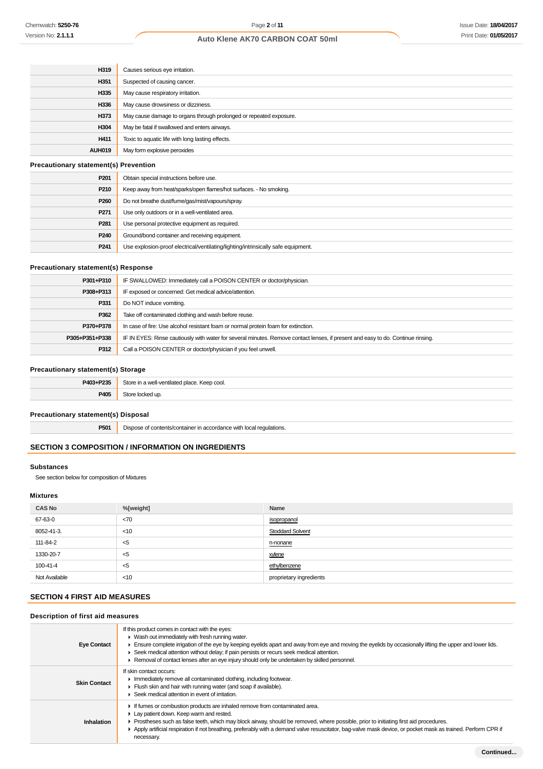| | |
|---|---|
| **H319** | Causes serious eye irritation. |
| **H351** | Suspected of causing cancer. |
| **H335** | May cause respiratory irritation. |
| **H336** | May cause drowsiness or dizziness. |
| **H373** | May cause damage to organs through prolonged or repeated exposure. |
| **H304** | May be fatal if swallowed and enters airways. |
| **H411** | Toxic to aquatic life with long lasting effects. |
| **AUH019** | May form explosive peroxides |

### Precautionary statement(s) Prevention

| | |
|---|---|
| **P201** | Obtain special instructions before use. |
| **P210** | Keep away from heat/sparks/open flames/hot surfaces. - No smoking. |
| **P260** | Do not breathe dust/fume/gas/mist/vapours/spray. |
| **P271** | Use only outdoors or in a well-ventilated area. |
| **P281** | Use personal protective equipment as required. |
| **P240** | Ground/bond container and receiving equipment. |
| **P241** | Use explosion-proof electrical/ventilating/lighting/intrinsically safe equipment. |

### Precautionary statement(s) Response

| | |
|---|---|
| **P301+P310** | IF SWALLOWED: Immediately call a POISON CENTER or doctor/physician. |
| **P308+P313** | IF exposed or concerned: Get medical advice/attention. |
| **P331** | Do NOT induce vomiting. |
| **P362** | Take off contaminated clothing and wash before reuse. |
| **P370+P378** | In case of fire: Use alcohol resistant foam or normal protein foam for extinction. |
| **P305+P351+P338** | IF IN EYES: Rinse cautiously with water for several minutes. Remove contact lenses, if present and easy to do. Continue rinsing. |
| **P312** | Call a POISON CENTER or doctor/physician if you feel unwell. |

### Precautionary statement(s) Storage

| | |
|---|---|
| **P403+P235** | Store in a well-ventilated place. Keep cool. |
| **P405** | Store locked up. |

### Precautionary statement(s) Disposal

| | |
|---|---|
| **P501** | Dispose of contents/container in accordance with local regulations. |

## SECTION 3 COMPOSITION / INFORMATION ON INGREDIENTS

### Substances

See section below for composition of Mixtures

### Mixtures

| CAS No | %[weight] | Name |
|---|---|---|
| 67-63-0 | <70 | isopropanol |
| 8052-41-3. | <10 | Stoddard Solvent |
| 111-84-2 | <5 | n-nonane |
| 1330-20-7 | <5 | xylene |
| 100-41-4 | <5 | ethylbenzene |
| Not Available | <10 | proprietary ingredients |

## SECTION 4 FIRST AID MEASURES

### Description of first aid measures

| | |
|---|---|
| **Eye Contact** | If this product comes in contact with the eyes:<br>▸ Wash out immediately with fresh running water.<br>▸ Ensure complete irrigation of the eye by keeping eyelids apart and away from eye and moving the eyelids by occasionally lifting the upper and lower lids.<br>▸ Seek medical attention without delay; if pain persists or recurs seek medical attention.<br>▸ Removal of contact lenses after an eye injury should only be undertaken by skilled personnel. |
| **Skin Contact** | If skin contact occurs:<br>▸ Immediately remove all contaminated clothing, including footwear.<br>▸ Flush skin and hair with running water (and soap if available).<br>▸ Seek medical attention in event of irritation. |
| **Inhalation** | ▸ If fumes or combustion products are inhaled remove from contaminated area.<br>▸ Lay patient down. Keep warm and rested.<br>▸ Prostheses such as false teeth, which may block airway, should be removed, where possible, prior to initiating first aid procedures.<br>▸ Apply artificial respiration if not breathing, preferably with a demand valve resuscitator, bag-valve mask device, or pocket mask as trained. Perform CPR if necessary. |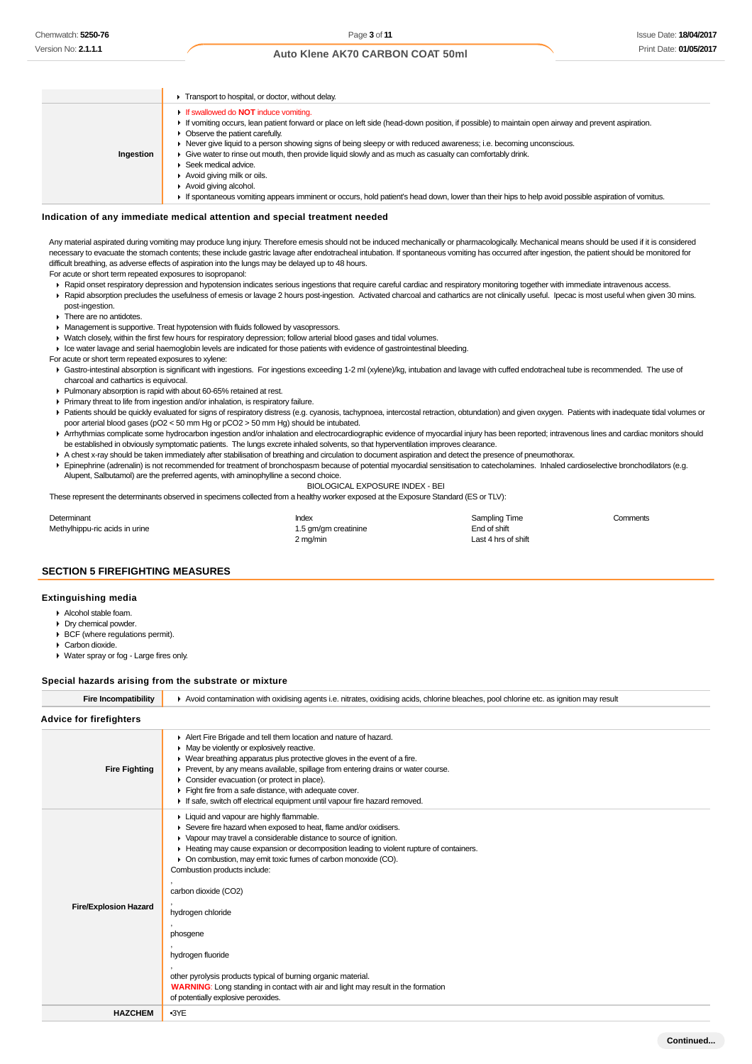| | |
|---|---|
| | ▶ Transport to hospital, or doctor, without delay. |
| **Ingestion** | ▶ If swallowed do **NOT** induce vomiting.<br>▶ If vomiting occurs, lean patient forward or place on left side (head-down position, if possible) to maintain open airway and prevent aspiration.<br>▶ Observe the patient carefully.<br>▶ Never give liquid to a person showing signs of being sleepy or with reduced awareness; i.e. becoming unconscious.<br>▶ Give water to rinse out mouth, then provide liquid slowly and as much as casualty can comfortably drink.<br>▶ Seek medical advice.<br>▶ Avoid giving milk or oils.<br>▶ Avoid giving alcohol.<br>▶ If spontaneous vomiting appears imminent or occurs, hold patient's head down, lower than their hips to help avoid possible aspiration of vomitus. |

### Indication of any immediate medical attention and special treatment needed

Any material aspirated during vomiting may produce lung injury. Therefore emesis should not be induced mechanically or pharmacologically. Mechanical means should be used if it is considered necessary to evacuate the stomach contents; these include gastric lavage after endotracheal intubation. If spontaneous vomiting has occurred after ingestion, the patient should be monitored for difficult breathing, as adverse effects of aspiration into the lungs may be delayed up to 48 hours.

For acute or short term repeated exposures to isopropanol:

- Rapid onset respiratory depression and hypotension indicates serious ingestions that require careful cardiac and respiratory monitoring together with immediate intravenous access.
- Rapid absorption precludes the usefulness of emesis or lavage 2 hours post-ingestion. Activated charcoal and cathartics are not clinically useful. Ipecac is most useful when given 30 mins. post-ingestion.
- There are no antidotes.
- Management is supportive. Treat hypotension with fluids followed by vasopressors.
- Watch closely, within the first few hours for respiratory depression; follow arterial blood gases and tidal volumes.
- Ice water lavage and serial haemoglobin levels are indicated for those patients with evidence of gastrointestinal bleeding.

For acute or short term repeated exposures to xylene:

- Gastro-intestinal absorption is significant with ingestions. For ingestions exceeding 1-2 ml (xylene)/kg, intubation and lavage with cuffed endotracheal tube is recommended. The use of charcoal and cathartics is equivocal.
- Pulmonary absorption is rapid with about 60-65% retained at rest.
- Primary threat to life from ingestion and/or inhalation, is respiratory failure.
- Patients should be quickly evaluated for signs of respiratory distress (e.g. cyanosis, tachypnoea, intercostal retraction, obtundation) and given oxygen. Patients with inadequate tidal volumes or poor arterial blood gases ($pO_2$ < 50 mm Hg or $pCO_2$ > 50 mm Hg) should be intubated.
- Arrhythmias complicate some hydrocarbon ingestion and/or inhalation and electrocardiographic evidence of myocardial injury has been reported; intravenous lines and cardiac monitors should be established in obviously symptomatic patients. The lungs excrete inhaled solvents, so that hyperventilation improves clearance.
- A chest x-ray should be taken immediately after stabilisation of breathing and circulation to document aspiration and detect the presence of pneumothorax.
- Epinephrine (adrenalin) is not recommended for treatment of bronchospasm because of potential myocardial sensitisation to catecholamines. Inhaled cardioselective bronchodilators (e.g. Alupent, Salbutamol) are the preferred agents, with aminophylline a second choice.

BIOLOGICAL EXPOSURE INDEX - BEI

These represent the determinants observed in specimens collected from a healthy worker exposed at the Exposure Standard (ES or TLV):

| Determinant | Index | Sampling Time | Comments |
|---|---|---|---|
| Methylhippu-ric acids in urine | 1.5 gm/gm creatinine | End of shift | |
| | 2 mg/min | Last 4 hrs of shift | |

## SECTION 5 FIREFIGHTING MEASURES

### Extinguishing media

- Alcohol stable foam.
- Dry chemical powder.
- BCF (where regulations permit).
- Carbon dioxide.
- Water spray or fog - Large fires only.

### Special hazards arising from the substrate or mixture

| | |
|---|---|
| **Fire Incompatibility** | ▶ Avoid contamination with oxidising agents i.e. nitrates, oxidising acids, chlorine bleaches, pool chlorine etc. as ignition may result |

### Advice for firefighters

| | |
|---|---|
| **Fire Fighting** | ▶ Alert Fire Brigade and tell them location and nature of hazard.<br>▶ May be violently or explosively reactive.<br>▶ Wear breathing apparatus plus protective gloves in the event of a fire.<br>▶ Prevent, by any means available, spillage from entering drains or water course.<br>▶ Consider evacuation (or protect in place).<br>▶ Fight fire from a safe distance, with adequate cover.<br>▶ If safe, switch off electrical equipment until vapour fire hazard removed. |
| **Fire/Explosion Hazard** | ▶ Liquid and vapour are highly flammable.<br>▶ Severe fire hazard when exposed to heat, flame and/or oxidisers.<br>▶ Vapour may travel a considerable distance to source of ignition.<br>▶ Heating may cause expansion or decomposition leading to violent rupture of containers.<br>▶ On combustion, may emit toxic fumes of carbon monoxide (CO).<br>Combustion products include:<br>,<br>carbon dioxide ($CO_2$)<br>,<br>hydrogen chloride<br>,<br>phosgene<br>,<br>hydrogen fluoride<br>,<br>other pyrolysis products typical of burning organic material.<br>**WARNING**: Long standing in contact with air and light may result in the formation of potentially explosive peroxides. |
| **HAZCHEM** | •3YE |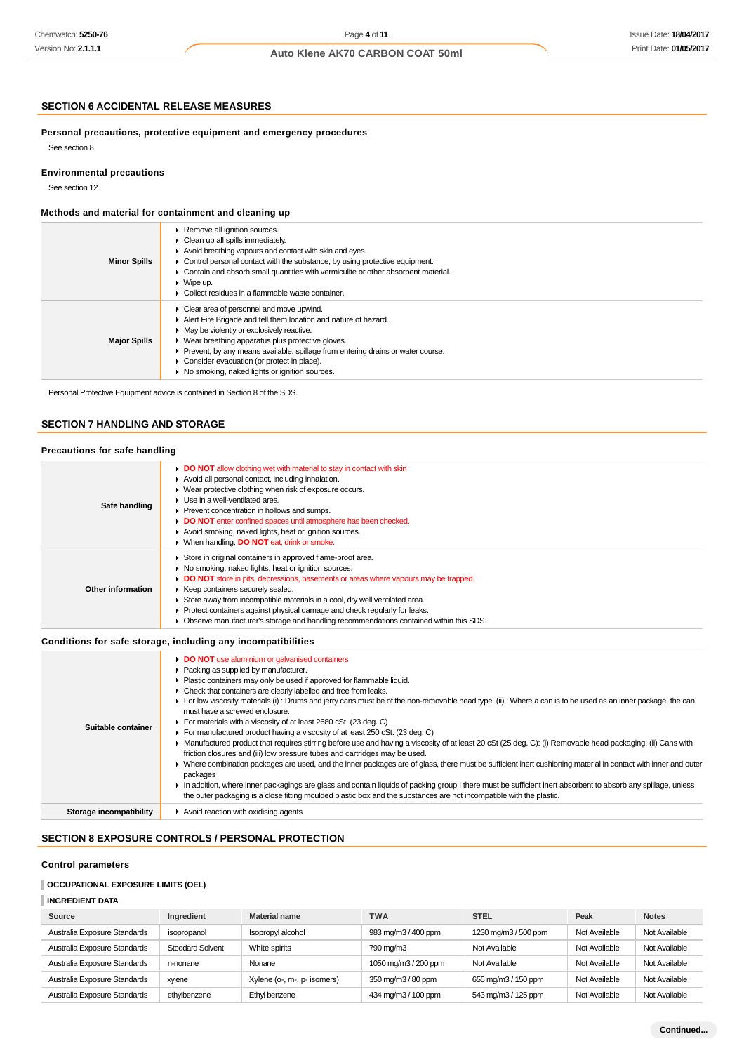## SECTION 6 ACCIDENTAL RELEASE MEASURES

### Personal precautions, protective equipment and emergency procedures

See section 8

### Environmental precautions

See section 12

### Methods and material for containment and cleaning up

| | |
|---|---|
| **Minor Spills** | ▸ Remove all ignition sources.<br>▸ Clean up all spills immediately.<br>▸ Avoid breathing vapours and contact with skin and eyes.<br>▸ Control personal contact with the substance, by using protective equipment.<br>▸ Contain and absorb small quantities with vermiculite or other absorbent material.<br>▸ Wipe up.<br>▸ Collect residues in a flammable waste container. |
| **Major Spills** | ▸ Clear area of personnel and move upwind.<br>▸ Alert Fire Brigade and tell them location and nature of hazard.<br>▸ May be violently or explosively reactive.<br>▸ Wear breathing apparatus plus protective gloves.<br>▸ Prevent, by any means available, spillage from entering drains or water course.<br>▸ Consider evacuation (or protect in place).<br>▸ No smoking, naked lights or ignition sources. |

Personal Protective Equipment advice is contained in Section 8 of the SDS.

## SECTION 7 HANDLING AND STORAGE

### Precautions for safe handling

| | |
|---|---|
| **Safe handling** | ▸ **DO NOT** allow clothing wet with material to stay in contact with skin<br>▸ Avoid all personal contact, including inhalation.<br>▸ Wear protective clothing when risk of exposure occurs.<br>▸ Use in a well-ventilated area.<br>▸ Prevent concentration in hollows and sumps.<br>▸ **DO NOT** enter confined spaces until atmosphere has been checked.<br>▸ Avoid smoking, naked lights, heat or ignition sources.<br>▸ When handling, **DO NOT** eat, drink or smoke. |
| **Other information** | ▸ Store in original containers in approved flame-proof area.<br>▸ No smoking, naked lights, heat or ignition sources.<br>▸ **DO NOT** store in pits, depressions, basements or areas where vapours may be trapped.<br>▸ Keep containers securely sealed.<br>▸ Store away from incompatible materials in a cool, dry well ventilated area.<br>▸ Protect containers against physical damage and check regularly for leaks.<br>▸ Observe manufacturer's storage and handling recommendations contained within this SDS. |

### Conditions for safe storage, including any incompatibilities

| | |
|---|---|
| **Suitable container** | ▸ **DO NOT** use aluminium or galvanised containers<br>▸ Packing as supplied by manufacturer.<br>▸ Plastic containers may only be used if approved for flammable liquid.<br>▸ Check that containers are clearly labelled and free from leaks.<br>▸ For low viscosity materials (i) : Drums and jerry cans must be of the non-removable head type. (ii) : Where a can is to be used as an inner package, the can must have a screwed enclosure.<br>▸ For materials with a viscosity of at least 2680 cSt. (23 deg. C)<br>▸ For manufactured product having a viscosity of at least 250 cSt. (23 deg. C)<br>▸ Manufactured product that requires stirring before use and having a viscosity of at least 20 cSt (25 deg. C): (i) Removable head packaging; (ii) Cans with friction closures and (iii) low pressure tubes and cartridges may be used.<br>▸ Where combination packages are used, and the inner packages are of glass, there must be sufficient inert cushioning material in contact with inner and outer packages<br>▸ In addition, where inner packagings are glass and contain liquids of packing group I there must be sufficient inert absorbent to absorb any spillage, unless the outer packaging is a close fitting moulded plastic box and the substances are not incompatible with the plastic. |
| **Storage incompatibility** | ▸ Avoid reaction with oxidising agents |

## SECTION 8 EXPOSURE CONTROLS / PERSONAL PROTECTION

### Control parameters

#### OCCUPATIONAL EXPOSURE LIMITS (OEL)

#### INGREDIENT DATA

| Source | Ingredient | Material name | TWA | STEL | Peak | Notes |
|---|---|---|---|---|---|---|
| Australia Exposure Standards | isopropanol | Isopropyl alcohol | 983 mg/m3 / 400 ppm | 1230 mg/m3 / 500 ppm | Not Available | Not Available |
| Australia Exposure Standards | Stoddard Solvent | White spirits | 790 mg/m3 | Not Available | Not Available | Not Available |
| Australia Exposure Standards | n-nonane | Nonane | 1050 mg/m3 / 200 ppm | Not Available | Not Available | Not Available |
| Australia Exposure Standards | xylene | Xylene (o-, m-, p- isomers) | 350 mg/m3 / 80 ppm | 655 mg/m3 / 150 ppm | Not Available | Not Available |
| Australia Exposure Standards | ethylbenzene | Ethyl benzene | 434 mg/m3 / 100 ppm | 543 mg/m3 / 125 ppm | Not Available | Not Available |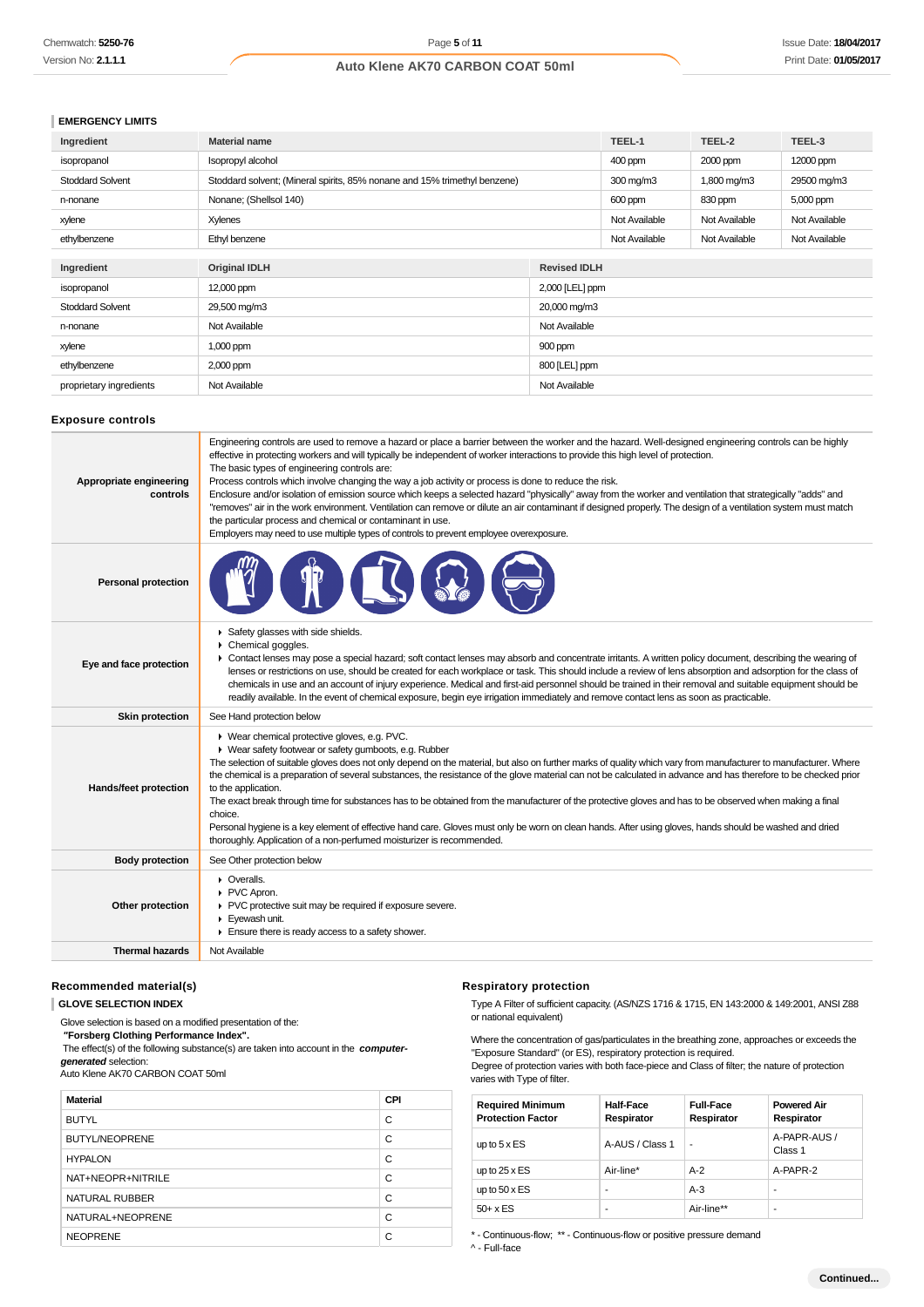### EMERGENCY LIMITS

| Ingredient | Material name | TEEL-1 | TEEL-2 | TEEL-3 |
| --- | --- | --- | --- | --- |
| isopropanol | Isopropyl alcohol | 400 ppm | 2000 ppm | 12000 ppm |
| Stoddard Solvent | Stoddard solvent; (Mineral spirits, 85% nonane and 15% trimethyl benzene) | 300 mg/m3 | 1,800 mg/m3 | 29500 mg/m3 |
| n-nonane | Nonane; (Shellsol 140) | 600 ppm | 830 ppm | 5,000 ppm |
| xylene | Xylenes | Not Available | Not Available | Not Available |
| ethylbenzene | Ethyl benzene | Not Available | Not Available | Not Available |

| Ingredient | Original IDLH | Revised IDLH |
| --- | --- | --- |
| isopropanol | 12,000 ppm | 2,000 [LEL] ppm |
| Stoddard Solvent | 29,500 mg/m3 | 20,000 mg/m3 |
| n-nonane | Not Available | Not Available |
| xylene | 1,000 ppm | 900 ppm |
| ethylbenzene | 2,000 ppm | 800 [LEL] ppm |
| proprietary ingredients | Not Available | Not Available |

## Exposure controls

| | |
| --- | --- |
| **Appropriate engineering controls** | Engineering controls are used to remove a hazard or place a barrier between the worker and the hazard. Well-designed engineering controls can be highly effective in protecting workers and will typically be independent of worker interactions to provide this high level of protection.<br>The basic types of engineering controls are:<br>Process controls which involve changing the way a job activity or process is done to reduce the risk.<br>Enclosure and/or isolation of emission source which keeps a selected hazard "physically" away from the worker and ventilation that strategically "adds" and "removes" air in the work environment. Ventilation can remove or dilute an air contaminant if designed properly. The design of a ventilation system must match the particular process and chemical or contaminant in use.<br>Employers may need to use multiple types of controls to prevent employee overexposure. |
| **Personal protection** | |
| **Eye and face protection** | ▸ Safety glasses with side shields.<br>▸ Chemical goggles.<br>▸ Contact lenses may pose a special hazard; soft contact lenses may absorb and concentrate irritants. A written policy document, describing the wearing of lenses or restrictions on use, should be created for each workplace or task. This should include a review of lens absorption and adsorption for the class of chemicals in use and an account of injury experience. Medical and first-aid personnel should be trained in their removal and suitable equipment should be readily available. In the event of chemical exposure, begin eye irrigation immediately and remove contact lens as soon as practicable. |
| **Skin protection** | See Hand protection below |
| **Hands/feet protection** | ▸ Wear chemical protective gloves, e.g. PVC.<br>▸ Wear safety footwear or safety gumboots, e.g. Rubber<br>The selection of suitable gloves does not only depend on the material, but also on further marks of quality which vary from manufacturer to manufacturer. Where the chemical is a preparation of several substances, the resistance of the glove material can not be calculated in advance and has therefore to be checked prior to the application.<br>The exact break through time for substances has to be obtained from the manufacturer of the protective gloves and has to be observed when making a final choice.<br>Personal hygiene is a key element of effective hand care. Gloves must only be worn on clean hands. After using gloves, hands should be washed and dried thoroughly. Application of a non-perfumed moisturizer is recommended. |
| **Body protection** | See Other protection below |
| **Other protection** | ▸ Overalls.<br>▸ PVC Apron.<br>▸ PVC protective suit may be required if exposure severe.<br>▸ Eyewash unit.<br>▸ Ensure there is ready access to a safety shower. |
| **Thermal hazards** | Not Available |

## Recommended material(s)

### GLOVE SELECTION INDEX

Glove selection is based on a modified presentation of the:

**"Forsberg Clothing Performance Index".**

The effect(s) of the following substance(s) are taken into account in the ***computer-generated*** selection:

Auto Klene AK70 CARBON COAT 50ml

| Material | CPI |
| --- | --- |
| BUTYL | C |
| BUTYL/NEOPRENE | C |
| HYPALON | C |
| NAT+NEOPR+NITRILE | C |
| NATURAL RUBBER | C |
| NATURAL+NEOPRENE | C |
| NEOPRENE | C |

## Respiratory protection

Type A Filter of sufficient capacity. (AS/NZS 1716 & 1715, EN 143:2000 & 149:2001, ANSI Z88 or national equivalent)

Where the concentration of gas/particulates in the breathing zone, approaches or exceeds the "Exposure Standard" (or ES), respiratory protection is required.

Degree of protection varies with both face-piece and Class of filter; the nature of protection varies with Type of filter.

| Required Minimum Protection Factor | Half-Face Respirator | Full-Face Respirator | Powered Air Respirator |
| --- | --- | --- | --- |
| up to 5 x ES | A-AUS / Class 1 | - | A-PAPR-AUS / Class 1 |
| up to 25 x ES | Air-line* | A-2 | A-PAPR-2 |
| up to 50 x ES | - | A-3 | - |
| 50+ x ES | - | Air-line** | - |

\* - Continuous-flow; ** - Continuous-flow or positive pressure demand
^ - Full-face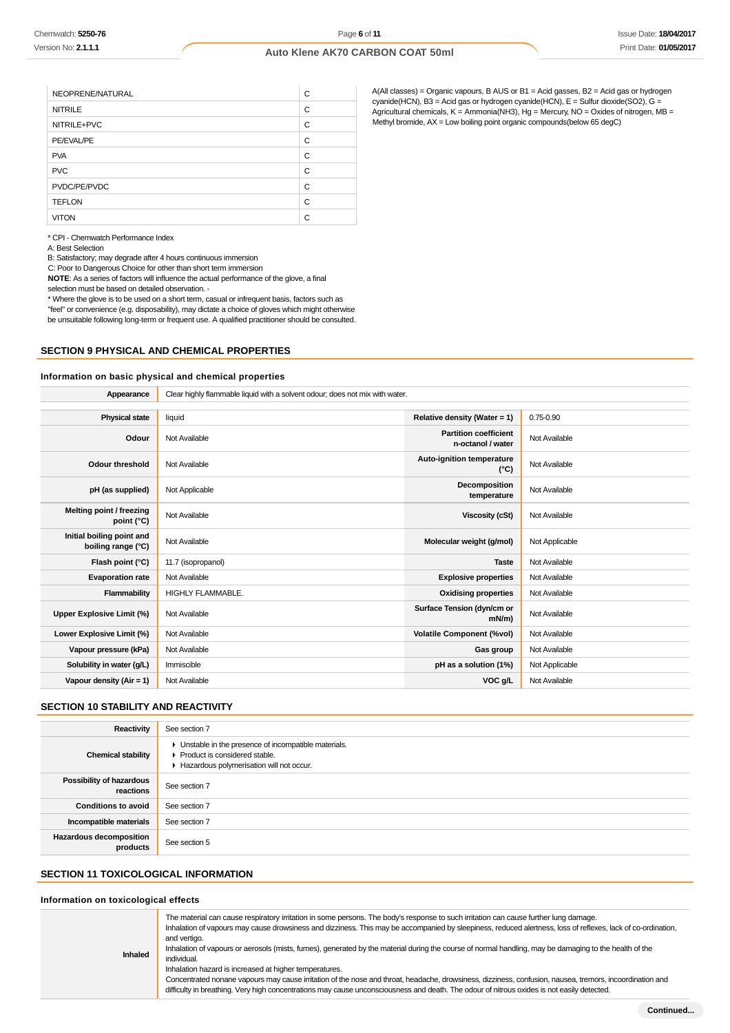| | |
|---|---|
| NEOPRENE/NATURAL | C |
| NITRILE | C |
| NITRILE+PVC | C |
| PE/EVAL/PE | C |
| PVA | C |
| PVC | C |
| PVDC/PE/PVDC | C |
| TEFLON | C |
| VITON | C |

* CPI - Chemwatch Performance Index

A: Best Selection

B: Satisfactory; may degrade after 4 hours continuous immersion

C: Poor to Dangerous Choice for other than short term immersion

**NOTE**: As a series of factors will influence the actual performance of the glove, a final selection must be based on detailed observation. -

* Where the glove is to be used on a short term, casual or infrequent basis, factors such as "feel" or convenience (e.g. disposability), may dictate a choice of gloves which might otherwise be unsuitable following long-term or frequent use. A qualified practitioner should be consulted.

A(All classes) = Organic vapours, B AUS or B1 = Acid gasses, B2 = Acid gas or hydrogen cyanide(HCN), B3 = Acid gas or hydrogen cyanide(HCN), E = Sulfur dioxide(SO2), G = Agricultural chemicals, K = Ammonia(NH3), Hg = Mercury, NO = Oxides of nitrogen, MB = Methyl bromide, AX = Low boiling point organic compounds(below 65 degC)

## SECTION 9 PHYSICAL AND CHEMICAL PROPERTIES

### Information on basic physical and chemical properties

| | | | |
|---|---|---|---|
| **Appearance** | Clear highly flammable liquid with a solvent odour; does not mix with water. | | |
| **Physical state** | liquid | **Relative density (Water = 1)** | 0.75-0.90 |
| **Odour** | Not Available | **Partition coefficient n-octanol / water** | Not Available |
| **Odour threshold** | Not Available | **Auto-ignition temperature (°C)** | Not Available |
| **pH (as supplied)** | Not Applicable | **Decomposition temperature** | Not Available |
| **Melting point / freezing point (°C)** | Not Available | **Viscosity (cSt)** | Not Available |
| **Initial boiling point and boiling range (°C)** | Not Available | **Molecular weight (g/mol)** | Not Applicable |
| **Flash point (°C)** | 11.7 (isopropanol) | **Taste** | Not Available |
| **Evaporation rate** | Not Available | **Explosive properties** | Not Available |
| **Flammability** | HIGHLY FLAMMABLE. | **Oxidising properties** | Not Available |
| **Upper Explosive Limit (%)** | Not Available | **Surface Tension (dyn/cm or mN/m)** | Not Available |
| **Lower Explosive Limit (%)** | Not Available | **Volatile Component (%vol)** | Not Available |
| **Vapour pressure (kPa)** | Not Available | **Gas group** | Not Available |
| **Solubility in water (g/L)** | Immiscible | **pH as a solution (1%)** | Not Applicable |
| **Vapour density (Air = 1)** | Not Available | **VOC g/L** | Not Available |

## SECTION 10 STABILITY AND REACTIVITY

| | |
|---|---|
| **Reactivity** | See section 7 |
| **Chemical stability** | ▸ Unstable in the presence of incompatible materials.<br>▸ Product is considered stable.<br>▸ Hazardous polymerisation will not occur. |
| **Possibility of hazardous reactions** | See section 7 |
| **Conditions to avoid** | See section 7 |
| **Incompatible materials** | See section 7 |
| **Hazardous decomposition products** | See section 5 |

## SECTION 11 TOXICOLOGICAL INFORMATION

### Information on toxicological effects

| | |
|---|---|
| **Inhaled** | The material can cause respiratory irritation in some persons. The body's response to such irritation can cause further lung damage.<br>Inhalation of vapours may cause drowsiness and dizziness. This may be accompanied by sleepiness, reduced alertness, loss of reflexes, lack of co-ordination, and vertigo.<br>Inhalation of vapours or aerosols (mists, fumes), generated by the material during the course of normal handling, may be damaging to the health of the individual.<br>Inhalation hazard is increased at higher temperatures.<br>Concentrated nonane vapours may cause irritation of the nose and throat, headache, drowsiness, dizziness, confusion, nausea, tremors, incoordination and difficulty in breathing. Very high concentrations may cause unconsciousness and death. The odour of nitrous oxides is not easily detected. |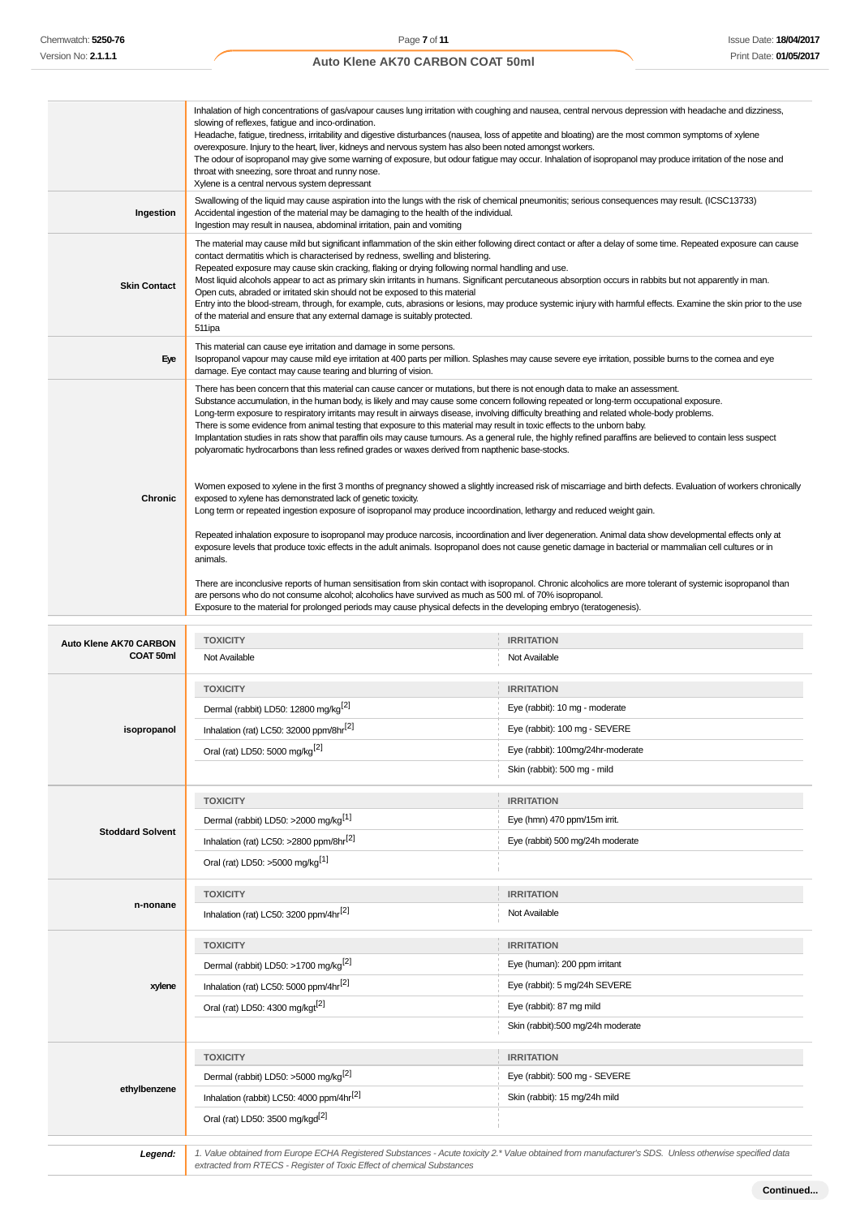| | |
|---|---|
| | Inhalation of high concentrations of gas/vapour causes lung irritation with coughing and nausea, central nervous depression with headache and dizziness, slowing of reflexes, fatigue and inco-ordination.<br>Headache, fatigue, tiredness, irritability and digestive disturbances (nausea, loss of appetite and bloating) are the most common symptoms of xylene overexposure. Injury to the heart, liver, kidneys and nervous system has also been noted amongst workers.<br>The odour of isopropanol may give some warning of exposure, but odour fatigue may occur. Inhalation of isopropanol may produce irritation of the nose and throat with sneezing, sore throat and runny nose.<br>Xylene is a central nervous system depressant |
| **Ingestion** | Swallowing of the liquid may cause aspiration into the lungs with the risk of chemical pneumonitis; serious consequences may result. (ICSC13733)<br>Accidental ingestion of the material may be damaging to the health of the individual.<br>Ingestion may result in nausea, abdominal irritation, pain and vomiting |
| **Skin Contact** | The material may cause mild but significant inflammation of the skin either following direct contact or after a delay of some time. Repeated exposure can cause contact dermatitis which is characterised by redness, swelling and blistering.<br>Repeated exposure may cause skin cracking, flaking or drying following normal handling and use.<br>Most liquid alcohols appear to act as primary skin irritants in humans. Significant percutaneous absorption occurs in rabbits but not apparently in man.<br>Open cuts, abraded or irritated skin should not be exposed to this material<br>Entry into the blood-stream, through, for example, cuts, abrasions or lesions, may produce systemic injury with harmful effects. Examine the skin prior to the use of the material and ensure that any external damage is suitably protected.<br>511ipa |
| **Eye** | This material can cause eye irritation and damage in some persons.<br>Isopropanol vapour may cause mild eye irritation at 400 parts per million. Splashes may cause severe eye irritation, possible burns to the cornea and eye damage. Eye contact may cause tearing and blurring of vision. |
| **Chronic** | There has been concern that this material can cause cancer or mutations, but there is not enough data to make an assessment.<br>Substance accumulation, in the human body, is likely and may cause some concern following repeated or long-term occupational exposure.<br>Long-term exposure to respiratory irritants may result in airways disease, involving difficulty breathing and related whole-body problems.<br>There is some evidence from animal testing that exposure to this material may result in toxic effects to the unborn baby.<br>Implantation studies in rats show that paraffin oils may cause tumours. As a general rule, the highly refined paraffins are believed to contain less suspect polyaromatic hydrocarbons than less refined grades or waxes derived from napthenic base-stocks.<br><br>Women exposed to xylene in the first 3 months of pregnancy showed a slightly increased risk of miscarriage and birth defects. Evaluation of workers chronically exposed to xylene has demonstrated lack of genetic toxicity.<br>Long term or repeated ingestion exposure of isopropanol may produce incoordination, lethargy and reduced weight gain.<br><br>Repeated inhalation exposure to isopropanol may produce narcosis, incoordination and liver degeneration. Animal data show developmental effects only at exposure levels that produce toxic effects in the adult animals. Isopropanol does not cause genetic damage in bacterial or mammalian cell cultures or in animals.<br><br>There are inconclusive reports of human sensitisation from skin contact with isopropanol. Chronic alcoholics are more tolerant of systemic isopropanol than are persons who do not consume alcohol; alcoholics have survived as much as 500 ml. of 70% isopropanol.<br>Exposure to the material for prolonged periods may cause physical defects in the developing embryo (teratogenesis). |

| | TOXICITY | IRRITATION |
|---|---|---|
| **Auto Klene AK70 CARBON COAT 50ml** | Not Available | Not Available |
| **isopropanol** | Dermal (rabbit) LD50: 12800 mg/kg[2] | Eye (rabbit): 10 mg - moderate |
| | Inhalation (rat) LC50: 32000 ppm/8hr[2] | Eye (rabbit): 100 mg - SEVERE |
| | Oral (rat) LD50: 5000 mg/kg[2] | Eye (rabbit): 100mg/24hr-moderate |
| | | Skin (rabbit): 500 mg - mild |
| **Stoddard Solvent** | Dermal (rabbit) LD50: >2000 mg/kg[1] | Eye (hmn) 470 ppm/15m irrit. |
| | Inhalation (rat) LC50: >2800 ppm/8hr[2] | Eye (rabbit) 500 mg/24h moderate |
| | Oral (rat) LD50: >5000 mg/kg[1] | |
| **n-nonane** | Inhalation (rat) LC50: 3200 ppm/4hr[2] | Not Available |
| **xylene** | Dermal (rabbit) LD50: >1700 mg/kg[2] | Eye (human): 200 ppm irritant |
| | Inhalation (rat) LC50: 5000 ppm/4hr[2] | Eye (rabbit): 5 mg/24h SEVERE |
| | Oral (rat) LD50: 4300 mg/kgt[2] | Eye (rabbit): 87 mg mild |
| | | Skin (rabbit):500 mg/24h moderate |
| **ethylbenzene** | Dermal (rabbit) LD50: >5000 mg/kg[2] | Eye (rabbit): 500 mg - SEVERE |
| | Inhalation (rabbit) LC50: 4000 ppm/4hr[2] | Skin (rabbit): 15 mg/24h mild |
| | Oral (rat) LD50: 3500 mg/kgd[2] | |

| | |
|---|---|
| ***Legend:*** | *1. Value obtained from Europe ECHA Registered Substances - Acute toxicity 2.\* Value obtained from manufacturer's SDS. Unless otherwise specified data extracted from RTECS - Register of Toxic Effect of chemical Substances* |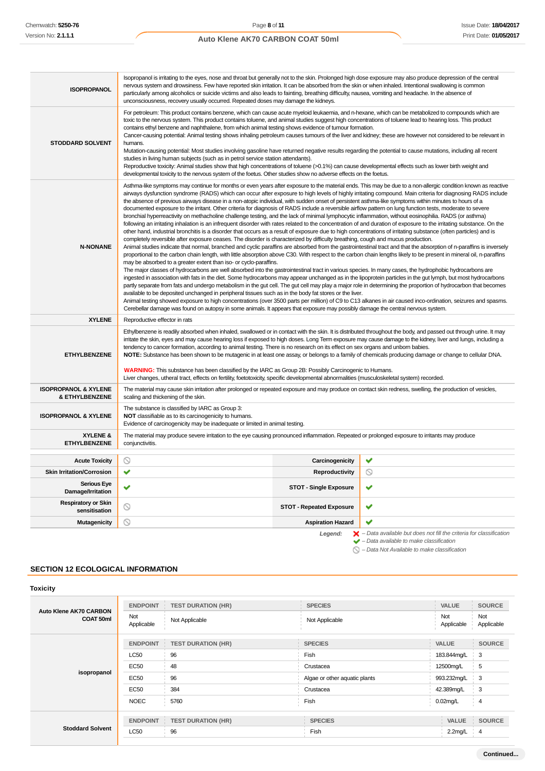| | |
|---|---|
| **ISOPROPANOL** | Isopropanol is irritating to the eyes, nose and throat but generally not to the skin. Prolonged high dose exposure may also produce depression of the central nervous system and drowsiness. Few have reported skin irritation. It can be absorbed from the skin or when inhaled. Intentional swallowing is common particularly among alcoholics or suicide victims and also leads to fainting, breathing difficulty, nausea, vomiting and headache. In the absence of unconsciousness, recovery usually occurred. Repeated doses may damage the kidneys. |
| **STODDARD SOLVENT** | For petroleum: This product contains benzene, which can cause acute myeloid leukaemia, and n-hexane, which can be metabolized to compounds which are toxic to the nervous system. This product contains toluene, and animal studies suggest high concentrations of toluene lead to hearing loss. This product contains ethyl benzene and naphthalene, from which animal testing shows evidence of tumour formation.<br>Cancer-causing potential: Animal testing shows inhaling petroleum causes tumours of the liver and kidney; these are however not considered to be relevant in humans.<br>Mutation-causing potential: Most studies involving gasoline have returned negative results regarding the potential to cause mutations, including all recent studies in living human subjects (such as in petrol service station attendants).<br>Reproductive toxicity: Animal studies show that high concentrations of toluene (>0.1%) can cause developmental effects such as lower birth weight and developmental toxicity to the nervous system of the foetus. Other studies show no adverse effects on the foetus. |
| **N-NONANE** | Asthma-like symptoms may continue for months or even years after exposure to the material ends. This may be due to a non-allergic condition known as reactive airways dysfunction syndrome (RADS) which can occur after exposure to high levels of highly irritating compound. Main criteria for diagnosing RADS include the absence of previous airways disease in a non-atopic individual, with sudden onset of persistent asthma-like symptoms within minutes to hours of a documented exposure to the irritant. Other criteria for diagnosis of RADS include a reversible airflow pattern on lung function tests, moderate to severe bronchial hyperreactivity on methacholine challenge testing, and the lack of minimal lymphocytic inflammation, without eosinophilia. RADS (or asthma) following an irritating inhalation is an infrequent disorder with rates related to the concentration of and duration of exposure to the irritating substance. On the other hand, industrial bronchitis is a disorder that occurs as a result of exposure due to high concentrations of irritating substance (often particles) and is completely reversible after exposure ceases. The disorder is characterized by difficulty breathing, cough and mucus production.<br>Animal studies indicate that normal, branched and cyclic paraffins are absorbed from the gastrointestinal tract and that the absorption of n-paraffins is inversely proportional to the carbon chain length, with little absorption above C30. With respect to the carbon chain lengths likely to be present in mineral oil, n-paraffins may be absorbed to a greater extent than iso- or cyclo-paraffins.<br>The major classes of hydrocarbons are well absorbed into the gastrointestinal tract in various species. In many cases, the hydrophobic hydrocarbons are ingested in association with fats in the diet. Some hydrocarbons may appear unchanged as in the lipoprotein particles in the gut lymph, but most hydrocarbons partly separate from fats and undergo metabolism in the gut cell. The gut cell may play a major role in determining the proportion of hydrocarbon that becomes available to be deposited unchanged in peripheral tissues such as in the body fat stores or the liver.<br>Animal testing showed exposure to high concentrations (over 3500 parts per million) of C9 to C13 alkanes in air caused inco-ordination, seizures and spasms. Cerebellar damage was found on autopsy in some animals. It appears that exposure may possibly damage the central nervous system. |
| **XYLENE** | Reproductive effector in rats |
| **ETHYLBENZENE** | Ethylbenzene is readily absorbed when inhaled, swallowed or in contact with the skin. It is distributed throughout the body, and passed out through urine. It may irritate the skin, eyes and may cause hearing loss if exposed to high doses. Long Term exposure may cause damage to the kidney, liver and lungs, including a tendency to cancer formation, according to animal testing. There is no research on its effect on sex organs and unborn babies.<br>**NOTE:** Substance has been shown to be mutagenic in at least one assay, or belongs to a family of chemicals producing damage or change to cellular DNA.<br><br>**WARNING:** This substance has been classified by the IARC as Group 2B: Possibly Carcinogenic to Humans.<br>Liver changes, utheral tract, effects on fertility, foetotoxicity, specific developmental abnormalities (musculoskeletal system) recorded. |
| **ISOPROPANOL & XYLENE & ETHYLBENZENE** | The material may cause skin irritation after prolonged or repeated exposure and may produce on contact skin redness, swelling, the production of vesicles, scaling and thickening of the skin. |
| **ISOPROPANOL & XYLENE** | The substance is classified by IARC as Group 3:<br>**NOT** classifiable as to its carcinogenicity to humans.<br>Evidence of carcinogenicity may be inadequate or limited in animal testing. |
| **XYLENE & ETHYLBENZENE** | The material may produce severe irritation to the eye causing pronounced inflammation. Repeated or prolonged exposure to irritants may produce conjunctivitis. |

| | | | |
|---|---|---|---|
| **Acute Toxicity** | ⃠ | **Carcinogenicity** | ✔ |
| **Skin Irritation/Corrosion** | ✔ | **Reproductivity** | ⃠ |
| **Serious Eye Damage/Irritation** | ✔ | **STOT - Single Exposure** | ✔ |
| **Respiratory or Skin sensitisation** | ⃠ | **STOT - Repeated Exposure** | ✔ |
| **Mutagenicity** | ⃠ | **Aspiration Hazard** | ✔ |

*Legend:*
✖ *– Data available but does not fill the criteria for classification*
✔ *– Data available to make classification*
⃠ *– Data Not Available to make classification*

## SECTION 12 ECOLOGICAL INFORMATION

### Toxicity

| | ENDPOINT | TEST DURATION (HR) | SPECIES | VALUE | SOURCE |
|---|---|---|---|---|---|
| **Auto Klene AK70 CARBON COAT 50ml** | Not Applicable | Not Applicable | Not Applicable | Not Applicable | Not Applicable |

| | ENDPOINT | TEST DURATION (HR) | SPECIES | VALUE | SOURCE |
|---|---|---|---|---|---|
| **isopropanol** | LC50 | 96 | Fish | 183.844mg/L | 3 |
| | EC50 | 48 | Crustacea | 12500mg/L | 5 |
| | EC50 | 96 | Algae or other aquatic plants | 993.232mg/L | 3 |
| | EC50 | 384 | Crustacea | 42.389mg/L | 3 |
| | NOEC | 5760 | Fish | 0.02mg/L | 4 |

| | ENDPOINT | TEST DURATION (HR) | SPECIES | VALUE | SOURCE |
|---|---|---|---|---|---|
| **Stoddard Solvent** | LC50 | 96 | Fish | 2.2mg/L | 4 |

Continued...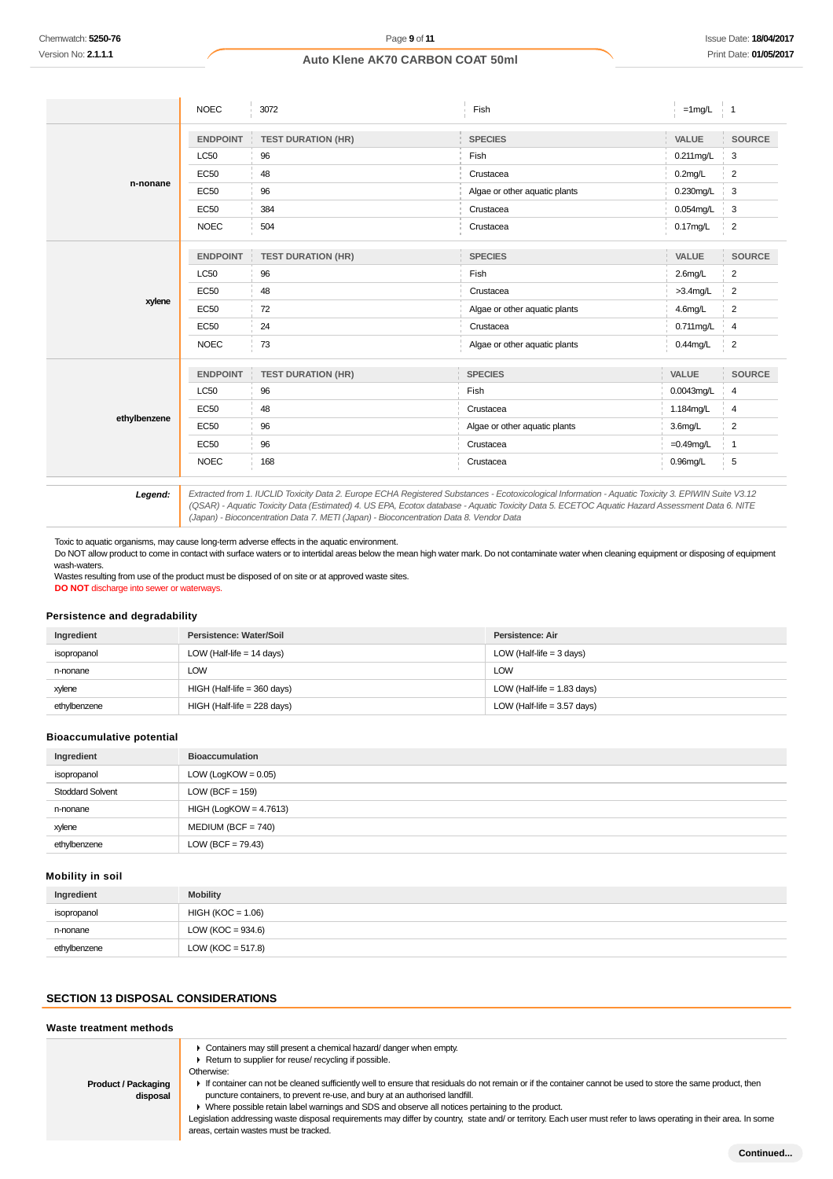| | ENDPOINT | TEST DURATION (HR) | SPECIES | VALUE | SOURCE |
|---|---|---|---|---|---|
| | NOEC | 3072 | Fish | =1mg/L | 1 |
| **n-nonane** | ENDPOINT | TEST DURATION (HR) | SPECIES | VALUE | SOURCE |
| | LC50 | 96 | Fish | 0.211mg/L | 3 |
| | EC50 | 48 | Crustacea | 0.2mg/L | 2 |
| | EC50 | 96 | Algae or other aquatic plants | 0.230mg/L | 3 |
| | EC50 | 384 | Crustacea | 0.054mg/L | 3 |
| | NOEC | 504 | Crustacea | 0.17mg/L | 2 |
| **xylene** | ENDPOINT | TEST DURATION (HR) | SPECIES | VALUE | SOURCE |
| | LC50 | 96 | Fish | 2.6mg/L | 2 |
| | EC50 | 48 | Crustacea | >3.4mg/L | 2 |
| | EC50 | 72 | Algae or other aquatic plants | 4.6mg/L | 2 |
| | EC50 | 24 | Crustacea | 0.711mg/L | 4 |
| | NOEC | 73 | Algae or other aquatic plants | 0.44mg/L | 2 |
| **ethylbenzene** | ENDPOINT | TEST DURATION (HR) | SPECIES | VALUE | SOURCE |
| | LC50 | 96 | Fish | 0.0043mg/L | 4 |
| | EC50 | 48 | Crustacea | 1.184mg/L | 4 |
| | EC50 | 96 | Algae or other aquatic plants | 3.6mg/L | 2 |
| | EC50 | 96 | Crustacea | =0.49mg/L | 1 |
| | NOEC | 168 | Crustacea | 0.96mg/L | 5 |

| | |
|---|---|
| **Legend:** | *Extracted from 1. IUCLID Toxicity Data 2. Europe ECHA Registered Substances - Ecotoxicological Information - Aquatic Toxicity 3. EPIWIN Suite V3.12 (QSAR) - Aquatic Toxicity Data (Estimated) 4. US EPA, Ecotox database - Aquatic Toxicity Data 5. ECETOC Aquatic Hazard Assessment Data 6. NITE (Japan) - Bioconcentration Data 7. METI (Japan) - Bioconcentration Data 8. Vendor Data* |

Toxic to aquatic organisms, may cause long-term adverse effects in the aquatic environment.
Do NOT allow product to come in contact with surface waters or to intertidal areas below the mean high water mark. Do not contaminate water when cleaning equipment or disposing of equipment wash-waters.
Wastes resulting from use of the product must be disposed of on site or at approved waste sites.
**DO NOT** discharge into sewer or waterways.

### Persistence and degradability

| Ingredient | Persistence: Water/Soil | Persistence: Air |
|---|---|---|
| isopropanol | LOW (Half-life = 14 days) | LOW (Half-life = 3 days) |
| n-nonane | LOW | LOW |
| xylene | HIGH (Half-life = 360 days) | LOW (Half-life = 1.83 days) |
| ethylbenzene | HIGH (Half-life = 228 days) | LOW (Half-life = 3.57 days) |

### Bioaccumulative potential

| Ingredient | Bioaccumulation |
|---|---|
| isopropanol | LOW (LogKOW = 0.05) |
| Stoddard Solvent | LOW (BCF = 159) |
| n-nonane | HIGH (LogKOW = 4.7613) |
| xylene | MEDIUM (BCF = 740) |
| ethylbenzene | LOW (BCF = 79.43) |

### Mobility in soil

| Ingredient | Mobility |
|---|---|
| isopropanol | HIGH (KOC = 1.06) |
| n-nonane | LOW (KOC = 934.6) |
| ethylbenzene | LOW (KOC = 517.8) |

## SECTION 13 DISPOSAL CONSIDERATIONS

### Waste treatment methods

**Product / Packaging disposal**

- Containers may still present a chemical hazard/ danger when empty.
- Return to supplier for reuse/ recycling if possible.

Otherwise:

- If container can not be cleaned sufficiently well to ensure that residuals do not remain or if the container cannot be used to store the same product, then puncture containers, to prevent re-use, and bury at an authorised landfill.
- Where possible retain label warnings and SDS and observe all notices pertaining to the product.

Legislation addressing waste disposal requirements may differ by country, state and/ or territory. Each user must refer to laws operating in their area. In some areas, certain wastes must be tracked.

Continued...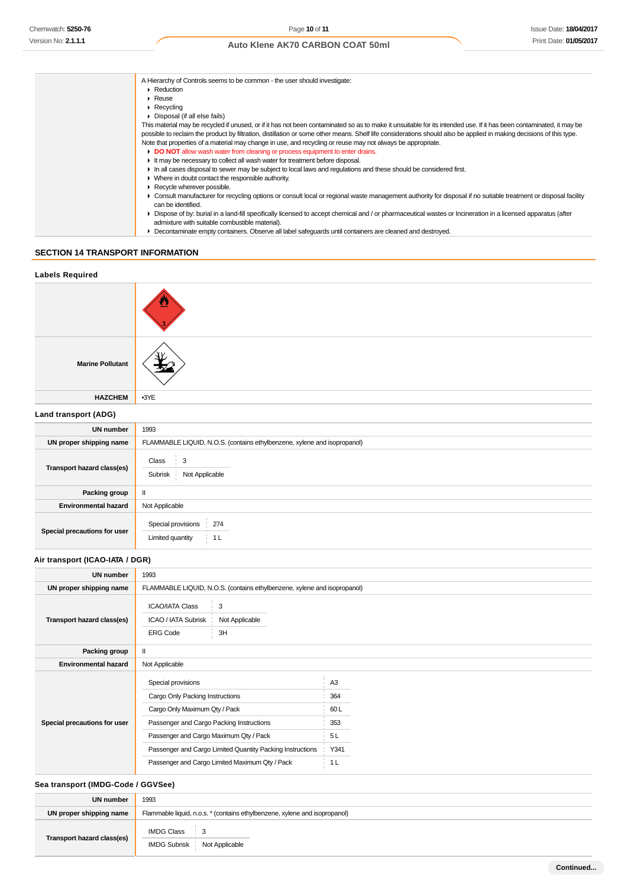| | |
|---|---|
| | A Hierarchy of Controls seems to be common - the user should investigate:<br>▸ Reduction<br>▸ Reuse<br>▸ Recycling<br>▸ Disposal (if all else fails)<br>This material may be recycled if unused, or if it has not been contaminated so as to make it unsuitable for its intended use. If it has been contaminated, it may be possible to reclaim the product by filtration, distillation or some other means. Shelf life considerations should also be applied in making decisions of this type. Note that properties of a material may change in use, and recycling or reuse may not always be appropriate.<br>▸ **DO NOT** allow wash water from cleaning or process equipment to enter drains.<br>▸ It may be necessary to collect all wash water for treatment before disposal.<br>▸ In all cases disposal to sewer may be subject to local laws and regulations and these should be considered first.<br>▸ Where in doubt contact the responsible authority.<br>▸ Recycle wherever possible.<br>▸ Consult manufacturer for recycling options or consult local or regional waste management authority for disposal if no suitable treatment or disposal facility can be identified.<br>▸ Dispose of by: burial in a land-fill specifically licensed to accept chemical and / or pharmaceutical wastes or Incineration in a licensed apparatus (after admixture with suitable combustible material).<br>▸ Decontaminate empty containers. Observe all label safeguards until containers are cleaned and destroyed. |

## SECTION 14 TRANSPORT INFORMATION

### Labels Required

| | |
|---|---|
| | |
| **Marine Pollutant** | |
| **HAZCHEM** | •3YE |

### Land transport (ADG)

| | |
|---|---|
| **UN number** | 1993 |
| **UN proper shipping name** | FLAMMABLE LIQUID, N.O.S. (contains ethylbenzene, xylene and isopropanol) |
| **Transport hazard class(es)** | Class: 3<br>Subrisk: Not Applicable |
| **Packing group** | II |
| **Environmental hazard** | Not Applicable |
| **Special precautions for user** | Special provisions: 274<br>Limited quantity: 1 L |

### Air transport (ICAO-IATA / DGR)

| | |
|---|---|
| **UN number** | 1993 |
| **UN proper shipping name** | FLAMMABLE LIQUID, N.O.S. (contains ethylbenzene, xylene and isopropanol) |
| **Transport hazard class(es)** | ICAO/IATA Class: 3<br>ICAO / IATA Subrisk: Not Applicable<br>ERG Code: 3H |
| **Packing group** | II |
| **Environmental hazard** | Not Applicable |
| **Special precautions for user** | Special provisions: A3<br>Cargo Only Packing Instructions: 364<br>Cargo Only Maximum Qty / Pack: 60 L<br>Passenger and Cargo Packing Instructions: 353<br>Passenger and Cargo Maximum Qty / Pack: 5 L<br>Passenger and Cargo Limited Quantity Packing Instructions: Y341<br>Passenger and Cargo Limited Maximum Qty / Pack: 1 L |

### Sea transport (IMDG-Code / GGVSee)

| | |
|---|---|
| **UN number** | 1993 |
| **UN proper shipping name** | Flammable liquid, n.o.s. * (contains ethylbenzene, xylene and isopropanol) |
| **Transport hazard class(es)** | IMDG Class: 3<br>IMDG Subrisk: Not Applicable |

Continued...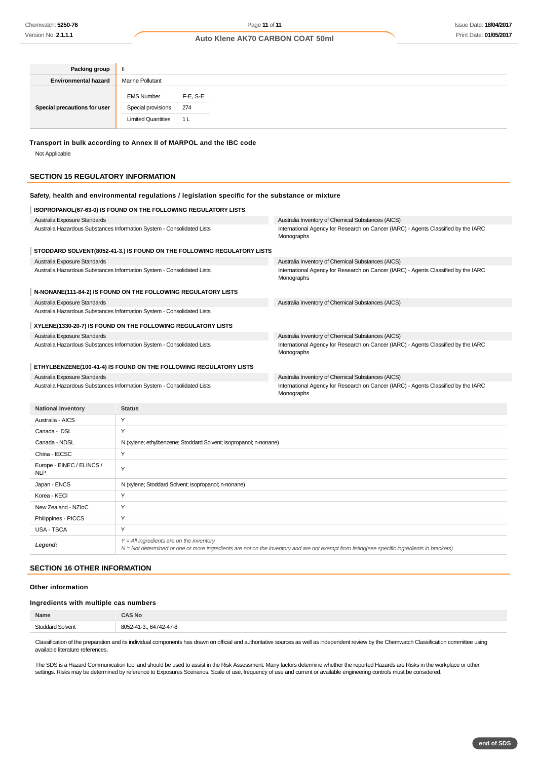| | |
|---|---|
| **Packing group** | II |
| **Environmental hazard** | Marine Pollutant |
| **Special precautions for user** | EMS Number: F-E, S-E<br>Special provisions: 274<br>Limited Quantities: 1 L |

### Transport in bulk according to Annex II of MARPOL and the IBC code

Not Applicable

## SECTION 15 REGULATORY INFORMATION

### Safety, health and environmental regulations / legislation specific for the substance or mixture

**ISOPROPANOL(67-63-0) IS FOUND ON THE FOLLOWING REGULATORY LISTS**

| | |
|---|---|
| Australia Exposure Standards | Australia Inventory of Chemical Substances (AICS) |
| Australia Hazardous Substances Information System - Consolidated Lists | International Agency for Research on Cancer (IARC) - Agents Classified by the IARC Monographs |

**STODDARD SOLVENT(8052-41-3.) IS FOUND ON THE FOLLOWING REGULATORY LISTS**

| | |
|---|---|
| Australia Exposure Standards | Australia Inventory of Chemical Substances (AICS) |
| Australia Hazardous Substances Information System - Consolidated Lists | International Agency for Research on Cancer (IARC) - Agents Classified by the IARC Monographs |

**N-NONANE(111-84-2) IS FOUND ON THE FOLLOWING REGULATORY LISTS**

| | |
|---|---|
| Australia Exposure Standards | Australia Inventory of Chemical Substances (AICS) |
| Australia Hazardous Substances Information System - Consolidated Lists | |

**XYLENE(1330-20-7) IS FOUND ON THE FOLLOWING REGULATORY LISTS**

| | |
|---|---|
| Australia Exposure Standards | Australia Inventory of Chemical Substances (AICS) |
| Australia Hazardous Substances Information System - Consolidated Lists | International Agency for Research on Cancer (IARC) - Agents Classified by the IARC Monographs |

**ETHYLBENZENE(100-41-4) IS FOUND ON THE FOLLOWING REGULATORY LISTS**

| | |
|---|---|
| Australia Exposure Standards | Australia Inventory of Chemical Substances (AICS) |
| Australia Hazardous Substances Information System - Consolidated Lists | International Agency for Research on Cancer (IARC) - Agents Classified by the IARC Monographs |

| National Inventory | Status |
|---|---|
| Australia - AICS | Y |
| Canada - DSL | Y |
| Canada - NDSL | N (xylene; ethylbenzene; Stoddard Solvent; isopropanol; n-nonane) |
| China - IECSC | Y |
| Europe - EINEC / ELINCS / NLP | Y |
| Japan - ENCS | N (xylene; Stoddard Solvent; isopropanol; n-nonane) |
| Korea - KECI | Y |
| New Zealand - NZIoC | Y |
| Philippines - PICCS | Y |
| USA - TSCA | Y |
| ***Legend:*** | *Y = All ingredients are on the inventory*<br>*N = Not determined or one or more ingredients are not on the inventory and are not exempt from listing(see specific ingredients in brackets)* |

## SECTION 16 OTHER INFORMATION

### Other information

### Ingredients with multiple cas numbers

| Name | CAS No |
|---|---|
| Stoddard Solvent | 8052-41-3., 64742-47-8 |

Classification of the preparation and its individual components has drawn on official and authoritative sources as well as independent review by the Chemwatch Classification committee using available literature references.

The SDS is a Hazard Communication tool and should be used to assist in the Risk Assessment. Many factors determine whether the reported Hazards are Risks in the workplace or other settings. Risks may be determined by reference to Exposures Scenarios. Scale of use, frequency of use and current or available engineering controls must be considered.

end of SDS